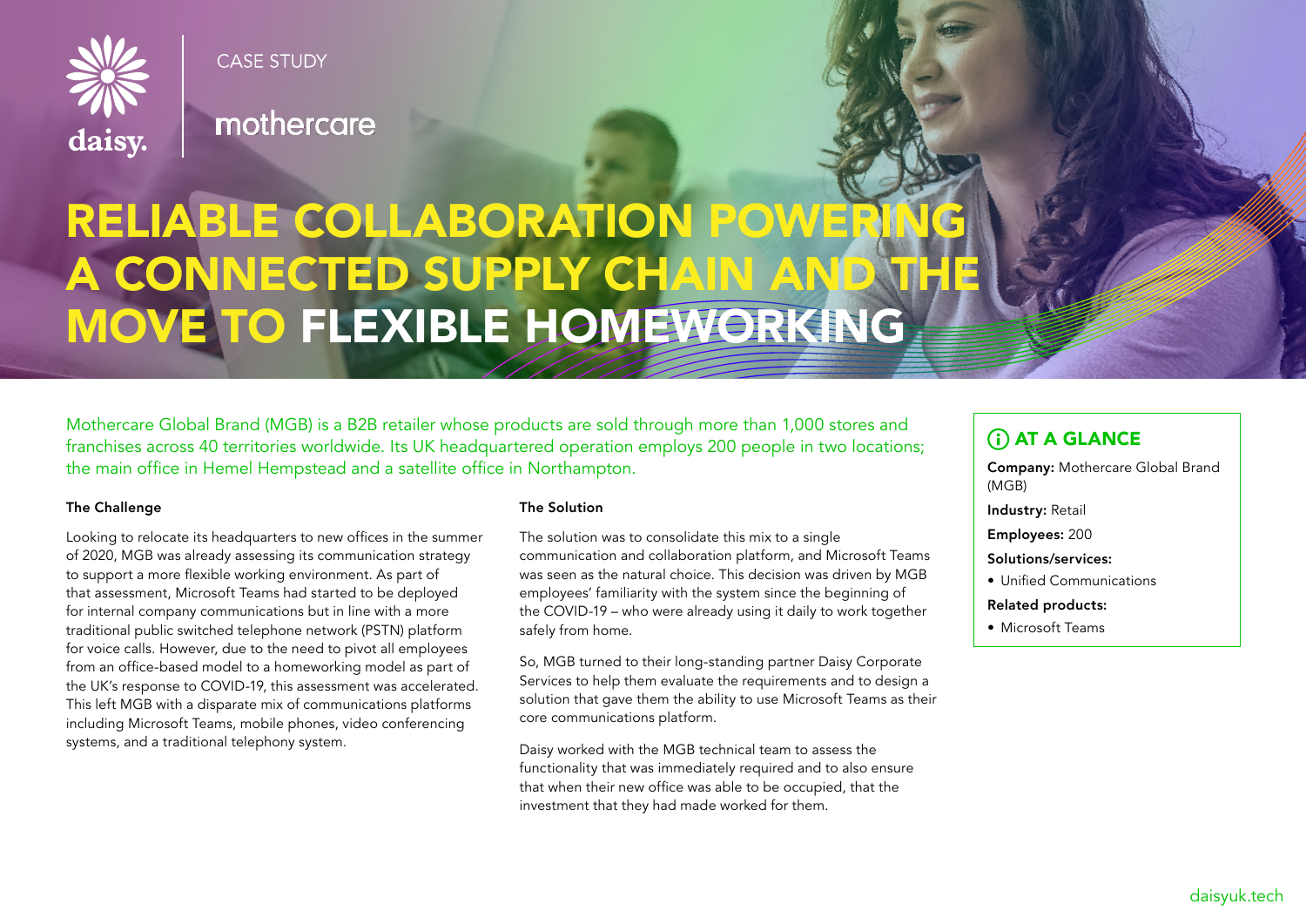CASE STUDY

daisy. | mothercare

# RELIABLE COLLABORATION POWERING A CONNECTED SUPPLY CHAIN AND THE MOVE TO FLEXIBLE HOMEWORKING

Mothercare Global Brand (MGB) is a B2B retailer whose products are sold through more than 1,000 stores and franchises across 40 territories worldwide. Its UK headquartered operation employs 200 people in two locations; the main office in Hemel Hempstead and a satellite office in Northampton.

### The Challenge

Looking to relocate its headquarters to new offices in the summer of 2020, MGB was already assessing its communication strategy to support a more flexible working environment. As part of that assessment, Microsoft Teams had started to be deployed for internal company communications but in line with a more traditional public switched telephone network (PSTN) platform for voice calls. However, due to the need to pivot all employees from an office-based model to a homeworking model as part of the UK's response to COVID-19, this assessment was accelerated. This left MGB with a disparate mix of communications platforms including Microsoft Teams, mobile phones, video conferencing systems, and a traditional telephony system.

### The Solution

The solution was to consolidate this mix to a single communication and collaboration platform, and Microsoft Teams was seen as the natural choice. This decision was driven by MGB employees' familiarity with the system since the beginning of the COVID-19 – who were already using it daily to work together safely from home.

So, MGB turned to their long-standing partner Daisy Corporate Services to help them evaluate the requirements and to design a solution that gave them the ability to use Microsoft Teams as their core communications platform.

Daisy worked with the MGB technical team to assess the functionality that was immediately required and to also ensure that when their new office was able to be occupied, that the investment that they had made worked for them.

### AT A GLANCE

**Company:** Mothercare Global Brand (MGB)

**Industry:** Retail

**Employees:** 200

**Solutions/services:**

- Unified Communications

**Related products:**

- Microsoft Teams

daisyuk.tech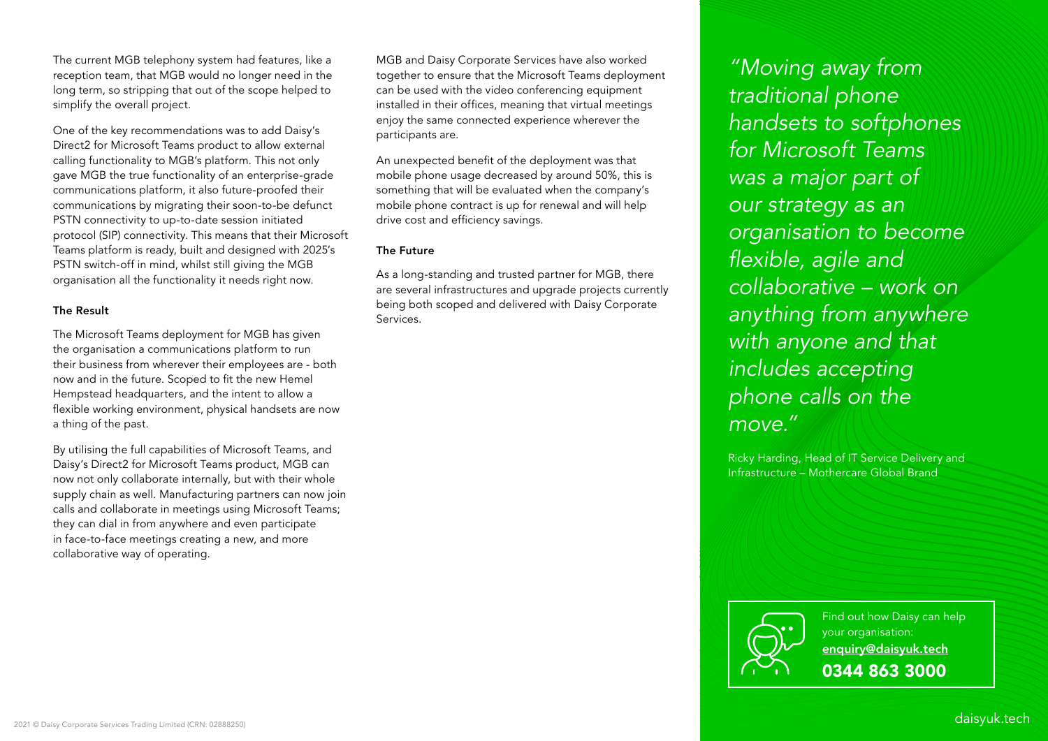The current MGB telephony system had features, like a reception team, that MGB would no longer need in the long term, so stripping that out of the scope helped to simplify the overall project.

One of the key recommendations was to add Daisy's Direct2 for Microsoft Teams product to allow external calling functionality to MGB's platform. This not only gave MGB the true functionality of an enterprise-grade communications platform, it also future-proofed their communications by migrating their soon-to-be defunct PSTN connectivity to up-to-date session initiated protocol (SIP) connectivity. This means that their Microsoft Teams platform is ready, built and designed with 2025's PSTN switch-off in mind, whilst still giving the MGB organisation all the functionality it needs right now.

### The Result

The Microsoft Teams deployment for MGB has given the organisation a communications platform to run their business from wherever their employees are - both now and in the future. Scoped to fit the new Hemel Hempstead headquarters, and the intent to allow a flexible working environment, physical handsets are now a thing of the past.

By utilising the full capabilities of Microsoft Teams, and Daisy's Direct2 for Microsoft Teams product, MGB can now not only collaborate internally, but with their whole supply chain as well. Manufacturing partners can now join calls and collaborate in meetings using Microsoft Teams; they can dial in from anywhere and even participate in face-to-face meetings creating a new, and more collaborative way of operating.

MGB and Daisy Corporate Services have also worked together to ensure that the Microsoft Teams deployment can be used with the video conferencing equipment installed in their offices, meaning that virtual meetings enjoy the same connected experience wherever the participants are.

An unexpected benefit of the deployment was that mobile phone usage decreased by around 50%, this is something that will be evaluated when the company's mobile phone contract is up for renewal and will help drive cost and efficiency savings.

### The Future

As a long-standing and trusted partner for MGB, there are several infrastructures and upgrade projects currently being both scoped and delivered with Daisy Corporate Services.

*"Moving away from traditional phone handsets to softphones for Microsoft Teams was a major part of our strategy as an organisation to become flexible, agile and collaborative – work on anything from anywhere with anyone and that includes accepting phone calls on the move."*

Ricky Harding, Head of IT Service Delivery and Infrastructure – Mothercare Global Brand

Find out how Daisy can help your organisation:
**enquiry@daisyuk.tech**
**0344 863 3000**

2021 © Daisy Corporate Services Trading Limited (CRN: 02888250)

daisyuk.tech